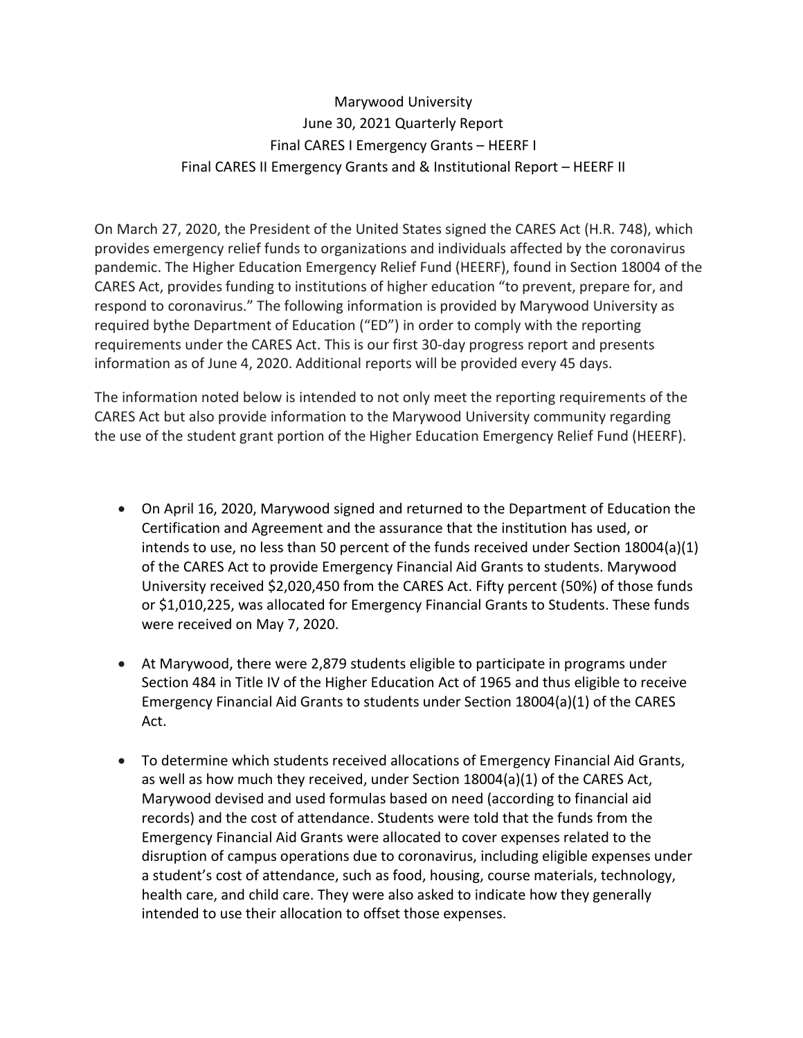Marywood University
June 30, 2021 Quarterly Report
Final CARES I Emergency Grants – HEERF I
Final CARES II Emergency Grants and & Institutional Report – HEERF II

On March 27, 2020, the President of the United States signed the CARES Act (H.R. 748), which provides emergency relief funds to organizations and individuals affected by the coronavirus pandemic. The Higher Education Emergency Relief Fund (HEERF), found in Section 18004 of the CARES Act, provides funding to institutions of higher education "to prevent, prepare for, and respond to coronavirus." The following information is provided by Marywood University as required bythe Department of Education ("ED") in order to comply with the reporting requirements under the CARES Act. This is our first 30-day progress report and presents information as of June 4, 2020. Additional reports will be provided every 45 days.

The information noted below is intended to not only meet the reporting requirements of the CARES Act but also provide information to the Marywood University community regarding the use of the student grant portion of the Higher Education Emergency Relief Fund (HEERF).

- On April 16, 2020, Marywood signed and returned to the Department of Education the Certification and Agreement and the assurance that the institution has used, or intends to use, no less than 50 percent of the funds received under Section 18004(a)(1) of the CARES Act to provide Emergency Financial Aid Grants to students. Marywood University received $2,020,450 from the CARES Act. Fifty percent (50%) of those funds or $1,010,225, was allocated for Emergency Financial Grants to Students. These funds were received on May 7, 2020.
- At Marywood, there were 2,879 students eligible to participate in programs under Section 484 in Title IV of the Higher Education Act of 1965 and thus eligible to receive Emergency Financial Aid Grants to students under Section 18004(a)(1) of the CARES Act.
- To determine which students received allocations of Emergency Financial Aid Grants, as well as how much they received, under Section 18004(a)(1) of the CARES Act, Marywood devised and used formulas based on need (according to financial aid records) and the cost of attendance. Students were told that the funds from the Emergency Financial Aid Grants were allocated to cover expenses related to the disruption of campus operations due to coronavirus, including eligible expenses under a student's cost of attendance, such as food, housing, course materials, technology, health care, and child care. They were also asked to indicate how they generally intended to use their allocation to offset those expenses.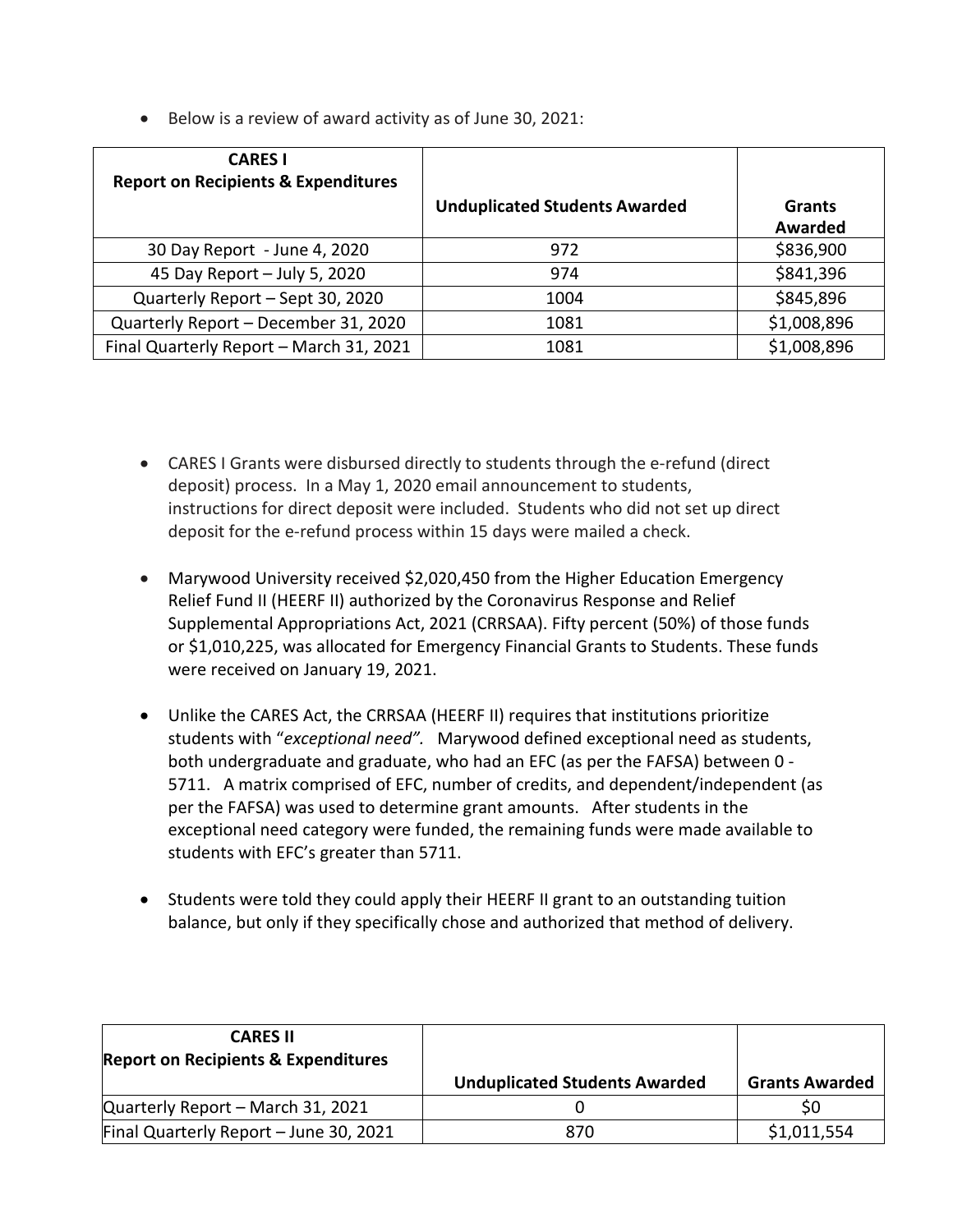- Below is a review of award activity as of June 30, 2021:

| **CARES I Report on Recipients & Expenditures** | **Unduplicated Students Awarded** | **Grants Awarded** |
|---|---|---|
| 30 Day Report - June 4, 2020 | 972 | $836,900 |
| 45 Day Report – July 5, 2020 | 974 | $841,396 |
| Quarterly Report – Sept 30, 2020 | 1004 | $845,896 |
| Quarterly Report – December 31, 2020 | 1081 | $1,008,896 |
| Final Quarterly Report – March 31, 2021 | 1081 | $1,008,896 |

- CARES I Grants were disbursed directly to students through the e-refund (direct deposit) process. In a May 1, 2020 email announcement to students, instructions for direct deposit were included. Students who did not set up direct deposit for the e-refund process within 15 days were mailed a check.

- Marywood University received $2,020,450 from the Higher Education Emergency Relief Fund II (HEERF II) authorized by the Coronavirus Response and Relief Supplemental Appropriations Act, 2021 (CRRSAA). Fifty percent (50%) of those funds or $1,010,225, was allocated for Emergency Financial Grants to Students. These funds were received on January 19, 2021.

- Unlike the CARES Act, the CRRSAA (HEERF II) requires that institutions prioritize students with "*exceptional need"*. Marywood defined exceptional need as students, both undergraduate and graduate, who had an EFC (as per the FAFSA) between 0 - 5711. A matrix comprised of EFC, number of credits, and dependent/independent (as per the FAFSA) was used to determine grant amounts. After students in the exceptional need category were funded, the remaining funds were made available to students with EFC's greater than 5711.

- Students were told they could apply their HEERF II grant to an outstanding tuition balance, but only if they specifically chose and authorized that method of delivery.

| **CARES II Report on Recipients & Expenditures** | **Unduplicated Students Awarded** | **Grants Awarded** |
|---|---|---|
| Quarterly Report – March 31, 2021 | 0 | $0 |
| Final Quarterly Report – June 30, 2021 | 870 | $1,011,554 |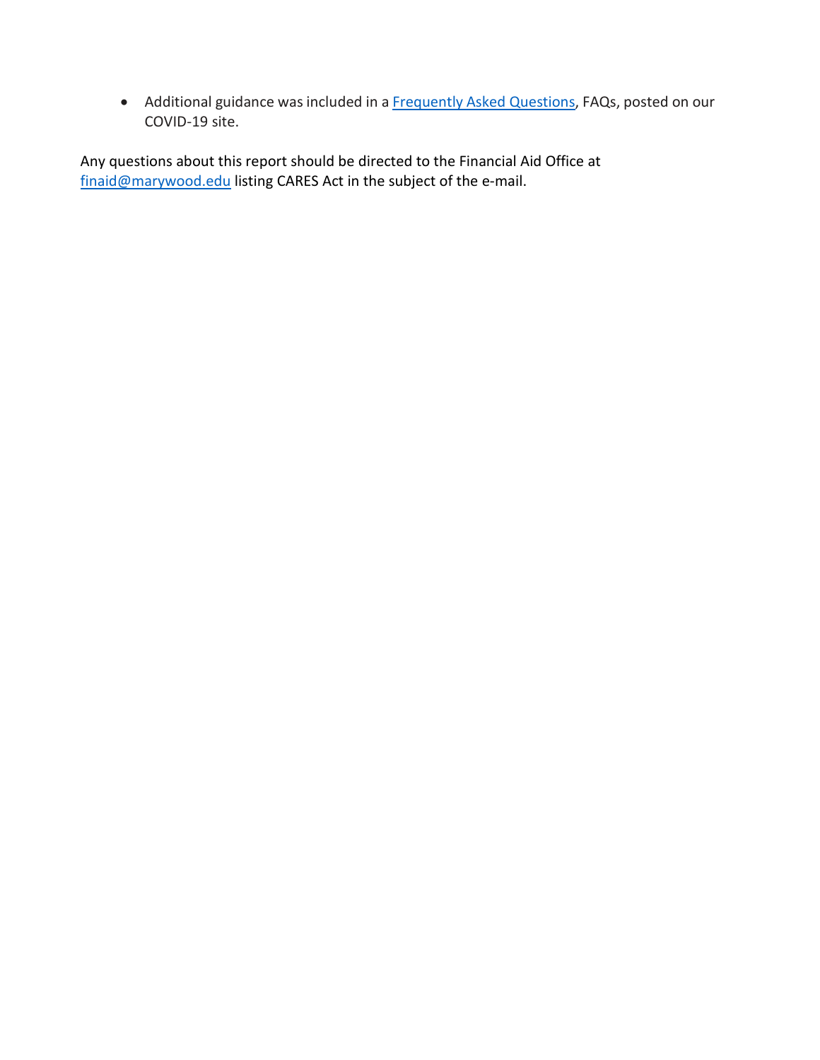- Additional guidance was included in a Frequently Asked Questions, FAQs, posted on our COVID-19 site.

Any questions about this report should be directed to the Financial Aid Office at finaid@marywood.edu listing CARES Act in the subject of the e-mail.